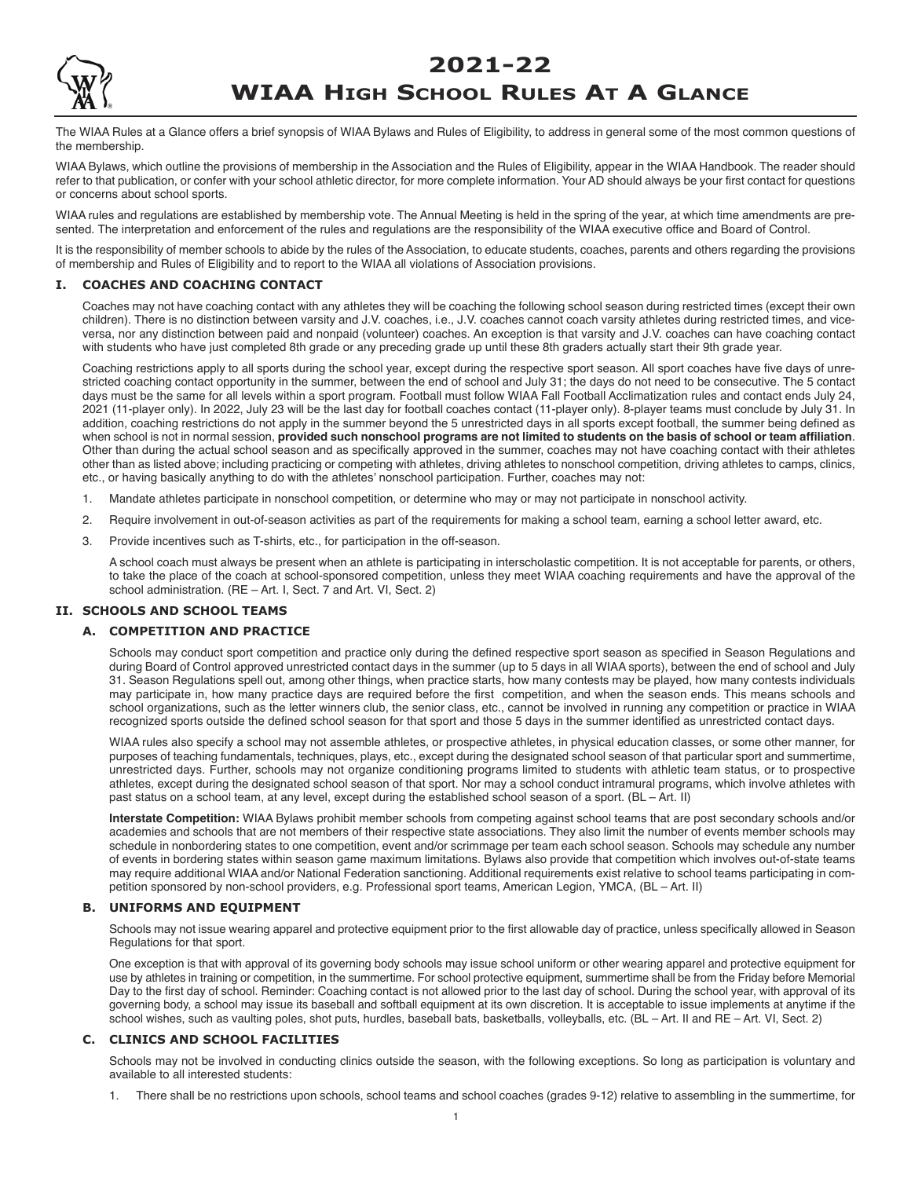# 2021-22
# WIAA High School Rules At A Glance

The WIAA Rules at a Glance offers a brief synopsis of WIAA Bylaws and Rules of Eligibility, to address in general some of the most common questions of the membership.

WIAA Bylaws, which outline the provisions of membership in the Association and the Rules of Eligibility, appear in the WIAA Handbook. The reader should refer to that publication, or confer with your school athletic director, for more complete information. Your AD should always be your first contact for questions or concerns about school sports.

WIAA rules and regulations are established by membership vote. The Annual Meeting is held in the spring of the year, at which time amendments are presented. The interpretation and enforcement of the rules and regulations are the responsibility of the WIAA executive office and Board of Control.

It is the responsibility of member schools to abide by the rules of the Association, to educate students, coaches, parents and others regarding the provisions of membership and Rules of Eligibility and to report to the WIAA all violations of Association provisions.

## I. COACHES AND COACHING CONTACT

Coaches may not have coaching contact with any athletes they will be coaching the following school season during restricted times (except their own children). There is no distinction between varsity and J.V. coaches, i.e., J.V. coaches cannot coach varsity athletes during restricted times, and vice-versa, nor any distinction between paid and nonpaid (volunteer) coaches. An exception is that varsity and J.V. coaches can have coaching contact with students who have just completed 8th grade or any preceding grade up until these 8th graders actually start their 9th grade year.

Coaching restrictions apply to all sports during the school year, except during the respective sport season. All sport coaches have five days of unrestricted coaching contact opportunity in the summer, between the end of school and July 31; the days do not need to be consecutive. The 5 contact days must be the same for all levels within a sport program. Football must follow WIAA Fall Football Acclimatization rules and contact ends July 24, 2021 (11-player only). In 2022, July 23 will be the last day for football coaches contact (11-player only). 8-player teams must conclude by July 31. In addition, coaching restrictions do not apply in the summer beyond the 5 unrestricted days in all sports except football, the summer being defined as when school is not in normal session, **provided such nonschool programs are not limited to students on the basis of school or team affiliation**. Other than during the actual school season and as specifically approved in the summer, coaches may not have coaching contact with their athletes other than as listed above; including practicing or competing with athletes, driving athletes to nonschool competition, driving athletes to camps, clinics, etc., or having basically anything to do with the athletes' nonschool participation. Further, coaches may not:

1. Mandate athletes participate in nonschool competition, or determine who may or may not participate in nonschool activity.
2. Require involvement in out-of-season activities as part of the requirements for making a school team, earning a school letter award, etc.
3. Provide incentives such as T-shirts, etc., for participation in the off-season.

   A school coach must always be present when an athlete is participating in interscholastic competition. It is not acceptable for parents, or others, to take the place of the coach at school-sponsored competition, unless they meet WIAA coaching requirements and have the approval of the school administration. (RE – Art. I, Sect. 7 and Art. VI, Sect. 2)

## II. SCHOOLS AND SCHOOL TEAMS

### A. COMPETITION AND PRACTICE

Schools may conduct sport competition and practice only during the defined respective sport season as specified in Season Regulations and during Board of Control approved unrestricted contact days in the summer (up to 5 days in all WIAA sports), between the end of school and July 31. Season Regulations spell out, among other things, when practice starts, how many contests may be played, how many contests individuals may participate in, how many practice days are required before the first competition, and when the season ends. This means schools and school organizations, such as the letter winners club, the senior class, etc., cannot be involved in running any competition or practice in WIAA recognized sports outside the defined school season for that sport and those 5 days in the summer identified as unrestricted contact days.

WIAA rules also specify a school may not assemble athletes, or prospective athletes, in physical education classes, or some other manner, for purposes of teaching fundamentals, techniques, plays, etc., except during the designated school season of that particular sport and summertime, unrestricted days. Further, schools may not organize conditioning programs limited to students with athletic team status, or to prospective athletes, except during the designated school season of that sport. Nor may a school conduct intramural programs, which involve athletes with past status on a school team, at any level, except during the established school season of a sport. (BL – Art. II)

**Interstate Competition:** WIAA Bylaws prohibit member schools from competing against school teams that are post secondary schools and/or academies and schools that are not members of their respective state associations. They also limit the number of events member schools may schedule in nonbordering states to one competition, event and/or scrimmage per team each school season. Schools may schedule any number of events in bordering states within season game maximum limitations. Bylaws also provide that competition which involves out-of-state teams may require additional WIAA and/or National Federation sanctioning. Additional requirements exist relative to school teams participating in competition sponsored by non-school providers, e.g. Professional sport teams, American Legion, YMCA, (BL – Art. II)

### B. UNIFORMS AND EQUIPMENT

Schools may not issue wearing apparel and protective equipment prior to the first allowable day of practice, unless specifically allowed in Season Regulations for that sport.

One exception is that with approval of its governing body schools may issue school uniform or other wearing apparel and protective equipment for use by athletes in training or competition, in the summertime. For school protective equipment, summertime shall be from the Friday before Memorial Day to the first day of school. Reminder: Coaching contact is not allowed prior to the last day of school. During the school year, with approval of its governing body, a school may issue its baseball and softball equipment at its own discretion. It is acceptable to issue implements at anytime if the school wishes, such as vaulting poles, shot puts, hurdles, baseball bats, basketballs, volleyballs, etc. (BL – Art. II and RE – Art. VI, Sect. 2)

### C. CLINICS AND SCHOOL FACILITIES

Schools may not be involved in conducting clinics outside the season, with the following exceptions. So long as participation is voluntary and available to all interested students:

1. There shall be no restrictions upon schools, school teams and school coaches (grades 9-12) relative to assembling in the summertime, for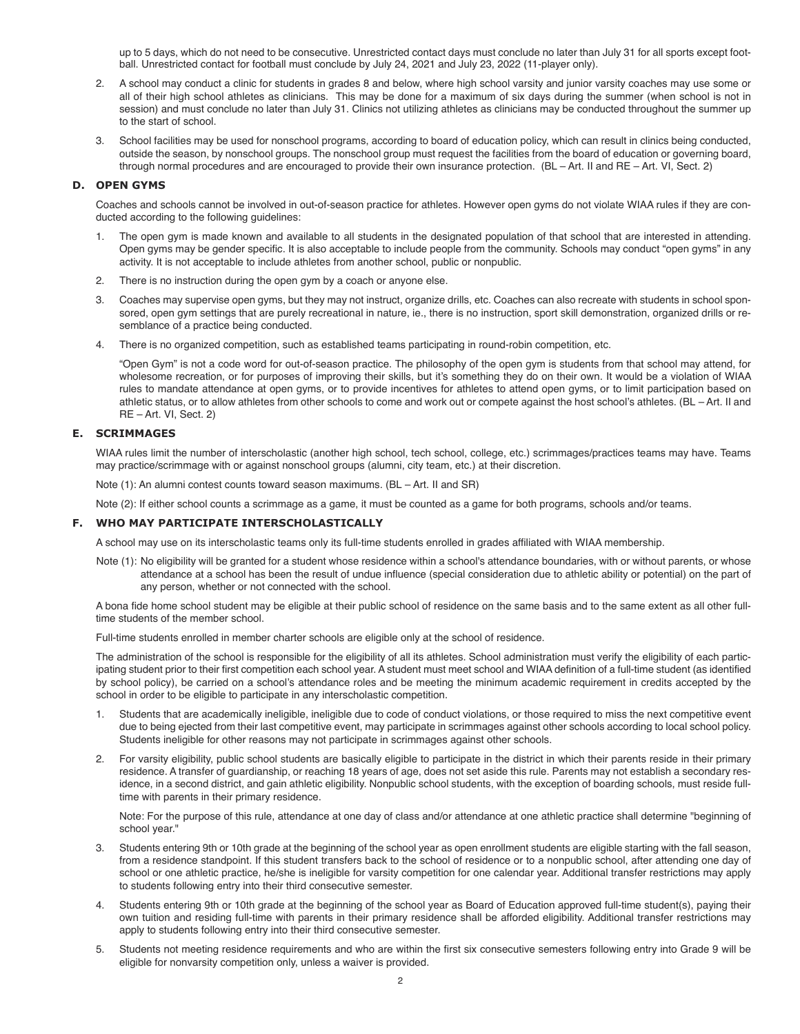up to 5 days, which do not need to be consecutive. Unrestricted contact days must conclude no later than July 31 for all sports except football. Unrestricted contact for football must conclude by July 24, 2021 and July 23, 2022 (11-player only).

2. A school may conduct a clinic for students in grades 8 and below, where high school varsity and junior varsity coaches may use some or all of their high school athletes as clinicians. This may be done for a maximum of six days during the summer (when school is not in session) and must conclude no later than July 31. Clinics not utilizing athletes as clinicians may be conducted throughout the summer up to the start of school.

3. School facilities may be used for nonschool programs, according to board of education policy, which can result in clinics being conducted, outside the season, by nonschool groups. The nonschool group must request the facilities from the board of education or governing board, through normal procedures and are encouraged to provide their own insurance protection. (BL – Art. II and RE – Art. VI, Sect. 2)

### D. OPEN GYMS

Coaches and schools cannot be involved in out-of-season practice for athletes. However open gyms do not violate WIAA rules if they are conducted according to the following guidelines:

1. The open gym is made known and available to all students in the designated population of that school that are interested in attending. Open gyms may be gender specific. It is also acceptable to include people from the community. Schools may conduct "open gyms" in any activity. It is not acceptable to include athletes from another school, public or nonpublic.

2. There is no instruction during the open gym by a coach or anyone else.

3. Coaches may supervise open gyms, but they may not instruct, organize drills, etc. Coaches can also recreate with students in school sponsored, open gym settings that are purely recreational in nature, ie., there is no instruction, sport skill demonstration, organized drills or resemblance of a practice being conducted.

4. There is no organized competition, such as established teams participating in round-robin competition, etc.

   "Open Gym" is not a code word for out-of-season practice. The philosophy of the open gym is students from that school may attend, for wholesome recreation, or for purposes of improving their skills, but it's something they do on their own. It would be a violation of WIAA rules to mandate attendance at open gyms, or to provide incentives for athletes to attend open gyms, or to limit participation based on athletic status, or to allow athletes from other schools to come and work out or compete against the host school's athletes. (BL – Art. II and RE – Art. VI, Sect. 2)

### E. SCRIMMAGES

WIAA rules limit the number of interscholastic (another high school, tech school, college, etc.) scrimmages/practices teams may have. Teams may practice/scrimmage with or against nonschool groups (alumni, city team, etc.) at their discretion.

Note (1): An alumni contest counts toward season maximums. (BL – Art. II and SR)

Note (2): If either school counts a scrimmage as a game, it must be counted as a game for both programs, schools and/or teams.

### F. WHO MAY PARTICIPATE INTERSCHOLASTICALLY

A school may use on its interscholastic teams only its full-time students enrolled in grades affiliated with WIAA membership.

Note (1): No eligibility will be granted for a student whose residence within a school's attendance boundaries, with or without parents, or whose attendance at a school has been the result of undue influence (special consideration due to athletic ability or potential) on the part of any person, whether or not connected with the school.

A bona fide home school student may be eligible at their public school of residence on the same basis and to the same extent as all other full-time students of the member school.

Full-time students enrolled in member charter schools are eligible only at the school of residence.

The administration of the school is responsible for the eligibility of all its athletes. School administration must verify the eligibility of each participating student prior to their first competition each school year. A student must meet school and WIAA definition of a full-time student (as identified by school policy), be carried on a school's attendance roles and be meeting the minimum academic requirement in credits accepted by the school in order to be eligible to participate in any interscholastic competition.

1. Students that are academically ineligible, ineligible due to code of conduct violations, or those required to miss the next competitive event due to being ejected from their last competitive event, may participate in scrimmages against other schools according to local school policy. Students ineligible for other reasons may not participate in scrimmages against other schools.

2. For varsity eligibility, public school students are basically eligible to participate in the district in which their parents reside in their primary residence. A transfer of guardianship, or reaching 18 years of age, does not set aside this rule. Parents may not establish a secondary residence, in a second district, and gain athletic eligibility. Nonpublic school students, with the exception of boarding schools, must reside full-time with parents in their primary residence.

   Note: For the purpose of this rule, attendance at one day of class and/or attendance at one athletic practice shall determine "beginning of school year."

3. Students entering 9th or 10th grade at the beginning of the school year as open enrollment students are eligible starting with the fall season, from a residence standpoint. If this student transfers back to the school of residence or to a nonpublic school, after attending one day of school or one athletic practice, he/she is ineligible for varsity competition for one calendar year. Additional transfer restrictions may apply to students following entry into their third consecutive semester.

4. Students entering 9th or 10th grade at the beginning of the school year as Board of Education approved full-time student(s), paying their own tuition and residing full-time with parents in their primary residence shall be afforded eligibility. Additional transfer restrictions may apply to students following entry into their third consecutive semester.

5. Students not meeting residence requirements and who are within the first six consecutive semesters following entry into Grade 9 will be eligible for nonvarsity competition only, unless a waiver is provided.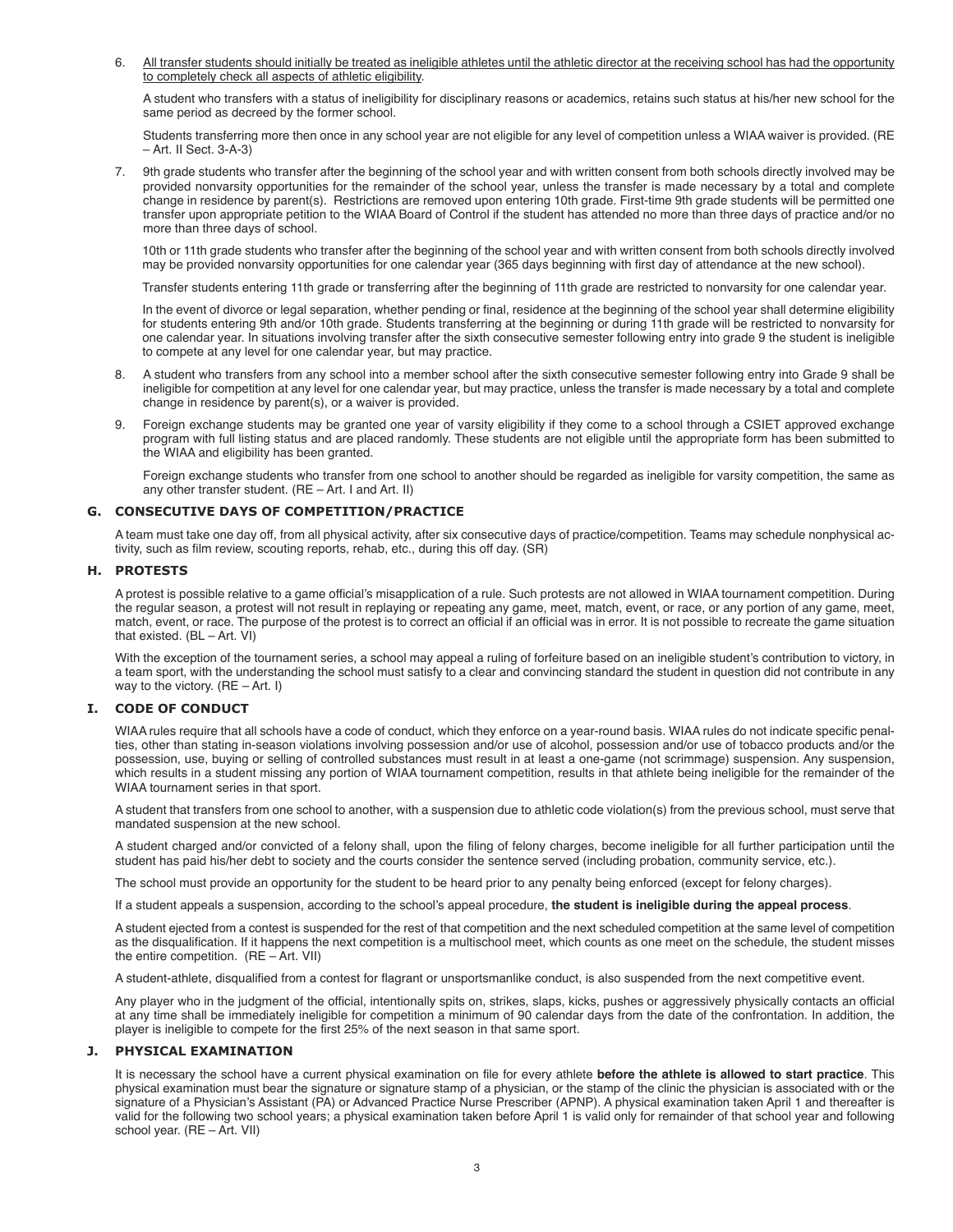6. <u>All transfer students should initially be treated as ineligible athletes until the athletic director at the receiving school has had the opportunity to completely check all aspects of athletic eligibility</u>.

   A student who transfers with a status of ineligibility for disciplinary reasons or academics, retains such status at his/her new school for the same period as decreed by the former school.

   Students transferring more then once in any school year are not eligible for any level of competition unless a WIAA waiver is provided. (RE – Art. II Sect. 3-A-3)

7. 9th grade students who transfer after the beginning of the school year and with written consent from both schools directly involved may be provided nonvarsity opportunities for the remainder of the school year, unless the transfer is made necessary by a total and complete change in residence by parent(s). Restrictions are removed upon entering 10th grade. First-time 9th grade students will be permitted one transfer upon appropriate petition to the WIAA Board of Control if the student has attended no more than three days of practice and/or no more than three days of school.

   10th or 11th grade students who transfer after the beginning of the school year and with written consent from both schools directly involved may be provided nonvarsity opportunities for one calendar year (365 days beginning with first day of attendance at the new school).

   Transfer students entering 11th grade or transferring after the beginning of 11th grade are restricted to nonvarsity for one calendar year.

   In the event of divorce or legal separation, whether pending or final, residence at the beginning of the school year shall determine eligibility for students entering 9th and/or 10th grade. Students transferring at the beginning or during 11th grade will be restricted to nonvarsity for one calendar year. In situations involving transfer after the sixth consecutive semester following entry into grade 9 the student is ineligible to compete at any level for one calendar year, but may practice.

8. A student who transfers from any school into a member school after the sixth consecutive semester following entry into Grade 9 shall be ineligible for competition at any level for one calendar year, but may practice, unless the transfer is made necessary by a total and complete change in residence by parent(s), or a waiver is provided.

9. Foreign exchange students may be granted one year of varsity eligibility if they come to a school through a CSIET approved exchange program with full listing status and are placed randomly. These students are not eligible until the appropriate form has been submitted to the WIAA and eligibility has been granted.

   Foreign exchange students who transfer from one school to another should be regarded as ineligible for varsity competition, the same as any other transfer student. (RE – Art. I and Art. II)

## G. CONSECUTIVE DAYS OF COMPETITION/PRACTICE

A team must take one day off, from all physical activity, after six consecutive days of practice/competition. Teams may schedule nonphysical activity, such as film review, scouting reports, rehab, etc., during this off day. (SR)

## H. PROTESTS

A protest is possible relative to a game official's misapplication of a rule. Such protests are not allowed in WIAA tournament competition. During the regular season, a protest will not result in replaying or repeating any game, meet, match, event, or race, or any portion of any game, meet, match, event, or race. The purpose of the protest is to correct an official if an official was in error. It is not possible to recreate the game situation that existed. (BL – Art. VI)

With the exception of the tournament series, a school may appeal a ruling of forfeiture based on an ineligible student's contribution to victory, in a team sport, with the understanding the school must satisfy to a clear and convincing standard the student in question did not contribute in any way to the victory. (RE – Art. I)

## I. CODE OF CONDUCT

WIAA rules require that all schools have a code of conduct, which they enforce on a year-round basis. WIAA rules do not indicate specific penalties, other than stating in-season violations involving possession and/or use of alcohol, possession and/or use of tobacco products and/or the possession, use, buying or selling of controlled substances must result in at least a one-game (not scrimmage) suspension. Any suspension, which results in a student missing any portion of WIAA tournament competition, results in that athlete being ineligible for the remainder of the WIAA tournament series in that sport.

A student that transfers from one school to another, with a suspension due to athletic code violation(s) from the previous school, must serve that mandated suspension at the new school.

A student charged and/or convicted of a felony shall, upon the filing of felony charges, become ineligible for all further participation until the student has paid his/her debt to society and the courts consider the sentence served (including probation, community service, etc.).

The school must provide an opportunity for the student to be heard prior to any penalty being enforced (except for felony charges).

If a student appeals a suspension, according to the school's appeal procedure, **the student is ineligible during the appeal process**.

A student ejected from a contest is suspended for the rest of that competition and the next scheduled competition at the same level of competition as the disqualification. If it happens the next competition is a multischool meet, which counts as one meet on the schedule, the student misses the entire competition. (RE – Art. VII)

A student-athlete, disqualified from a contest for flagrant or unsportsmanlike conduct, is also suspended from the next competitive event.

Any player who in the judgment of the official, intentionally spits on, strikes, slaps, kicks, pushes or aggressively physically contacts an official at any time shall be immediately ineligible for competition a minimum of 90 calendar days from the date of the confrontation. In addition, the player is ineligible to compete for the first 25% of the next season in that same sport.

## J. PHYSICAL EXAMINATION

It is necessary the school have a current physical examination on file for every athlete **before the athlete is allowed to start practice**. This physical examination must bear the signature or signature stamp of a physician, or the stamp of the clinic the physician is associated with or the signature of a Physician's Assistant (PA) or Advanced Practice Nurse Prescriber (APNP). A physical examination taken April 1 and thereafter is valid for the following two school years; a physical examination taken before April 1 is valid only for remainder of that school year and following school year. (RE – Art. VII)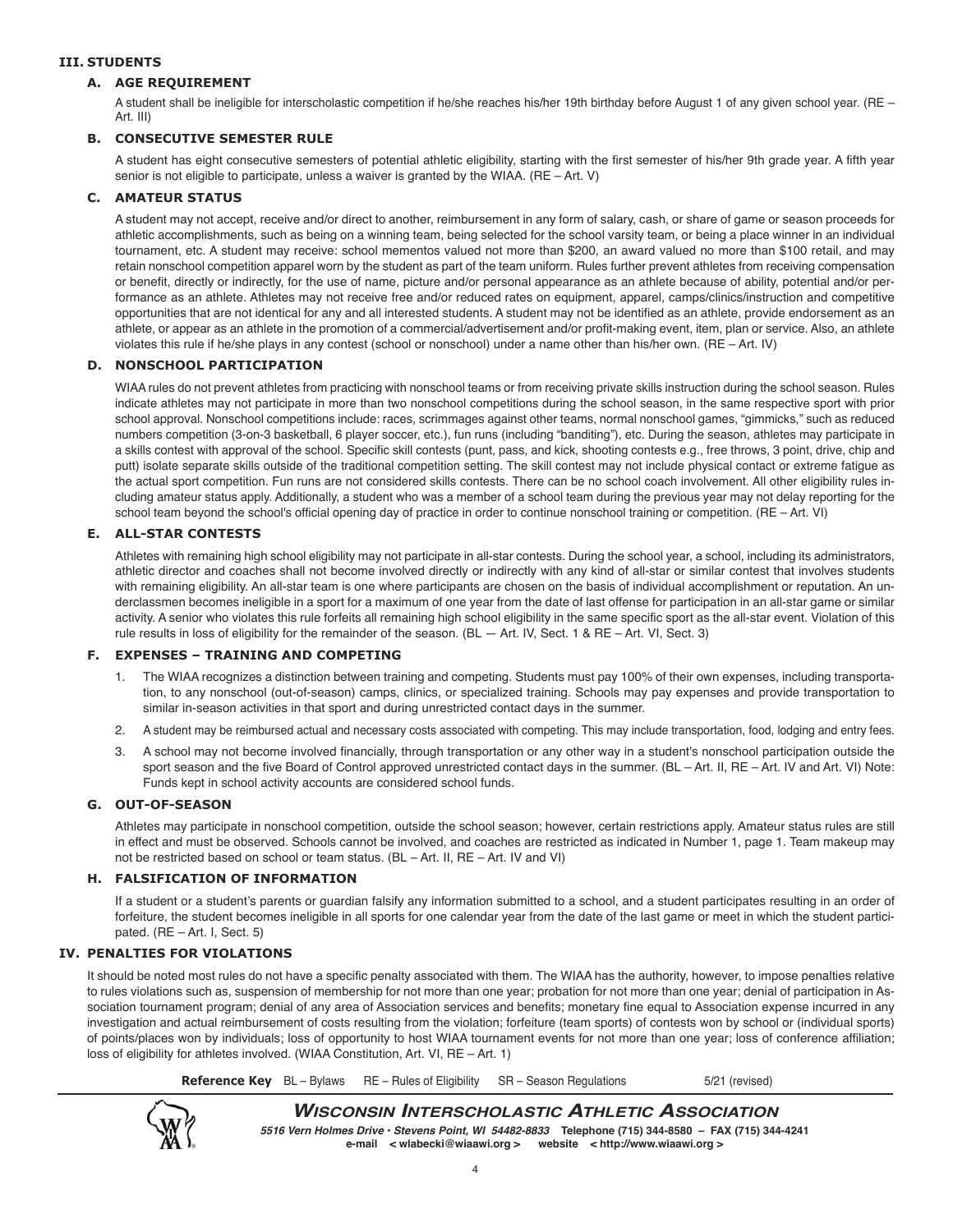## III. STUDENTS

### A. AGE REQUIREMENT

A student shall be ineligible for interscholastic competition if he/she reaches his/her 19th birthday before August 1 of any given school year. (RE – Art. III)

### B. CONSECUTIVE SEMESTER RULE

A student has eight consecutive semesters of potential athletic eligibility, starting with the first semester of his/her 9th grade year. A fifth year senior is not eligible to participate, unless a waiver is granted by the WIAA. (RE – Art. V)

### C. AMATEUR STATUS

A student may not accept, receive and/or direct to another, reimbursement in any form of salary, cash, or share of game or season proceeds for athletic accomplishments, such as being on a winning team, being selected for the school varsity team, or being a place winner in an individual tournament, etc. A student may receive: school mementos valued not more than $200, an award valued no more than $100 retail, and may retain nonschool competition apparel worn by the student as part of the team uniform. Rules further prevent athletes from receiving compensation or benefit, directly or indirectly, for the use of name, picture and/or personal appearance as an athlete because of ability, potential and/or performance as an athlete. Athletes may not receive free and/or reduced rates on equipment, apparel, camps/clinics/instruction and competitive opportunities that are not identical for any and all interested students. A student may not be identified as an athlete, provide endorsement as an athlete, or appear as an athlete in the promotion of a commercial/advertisement and/or profit-making event, item, plan or service. Also, an athlete violates this rule if he/she plays in any contest (school or nonschool) under a name other than his/her own. (RE – Art. IV)

### D. NONSCHOOL PARTICIPATION

WIAA rules do not prevent athletes from practicing with nonschool teams or from receiving private skills instruction during the school season. Rules indicate athletes may not participate in more than two nonschool competitions during the school season, in the same respective sport with prior school approval. Nonschool competitions include: races, scrimmages against other teams, normal nonschool games, "gimmicks," such as reduced numbers competition (3-on-3 basketball, 6 player soccer, etc.), fun runs (including "banditing"), etc. During the season, athletes may participate in a skills contest with approval of the school. Specific skill contests (punt, pass, and kick, shooting contests e.g., free throws, 3 point, drive, chip and putt) isolate separate skills outside of the traditional competition setting. The skill contest may not include physical contact or extreme fatigue as the actual sport competition. Fun runs are not considered skills contests. There can be no school coach involvement. All other eligibility rules including amateur status apply. Additionally, a student who was a member of a school team during the previous year may not delay reporting for the school team beyond the school's official opening day of practice in order to continue nonschool training or competition. (RE – Art. VI)

### E. ALL-STAR CONTESTS

Athletes with remaining high school eligibility may not participate in all-star contests. During the school year, a school, including its administrators, athletic director and coaches shall not become involved directly or indirectly with any kind of all-star or similar contest that involves students with remaining eligibility. An all-star team is one where participants are chosen on the basis of individual accomplishment or reputation. An underclassmen becomes ineligible in a sport for a maximum of one year from the date of last offense for participation in an all-star game or similar activity. A senior who violates this rule forfeits all remaining high school eligibility in the same specific sport as the all-star event. Violation of this rule results in loss of eligibility for the remainder of the season. (BL — Art. IV, Sect. 1 & RE – Art. VI, Sect. 3)

### F. EXPENSES – TRAINING AND COMPETING

1. The WIAA recognizes a distinction between training and competing. Students must pay 100% of their own expenses, including transportation, to any nonschool (out-of-season) camps, clinics, or specialized training. Schools may pay expenses and provide transportation to similar in-season activities in that sport and during unrestricted contact days in the summer.
2. A student may be reimbursed actual and necessary costs associated with competing. This may include transportation, food, lodging and entry fees.
3. A school may not become involved financially, through transportation or any other way in a student's nonschool participation outside the sport season and the five Board of Control approved unrestricted contact days in the summer. (BL – Art. II, RE – Art. IV and Art. VI) Note: Funds kept in school activity accounts are considered school funds.

### G. OUT-OF-SEASON

Athletes may participate in nonschool competition, outside the school season; however, certain restrictions apply. Amateur status rules are still in effect and must be observed. Schools cannot be involved, and coaches are restricted as indicated in Number 1, page 1. Team makeup may not be restricted based on school or team status. (BL – Art. II, RE – Art. IV and VI)

### H. FALSIFICATION OF INFORMATION

If a student or a student's parents or guardian falsify any information submitted to a school, and a student participates resulting in an order of forfeiture, the student becomes ineligible in all sports for one calendar year from the date of the last game or meet in which the student participated. (RE – Art. I, Sect. 5)

## IV. PENALTIES FOR VIOLATIONS

It should be noted most rules do not have a specific penalty associated with them. The WIAA has the authority, however, to impose penalties relative to rules violations such as, suspension of membership for not more than one year; probation for not more than one year; denial of participation in Association tournament program; denial of any area of Association services and benefits; monetary fine equal to Association expense incurred in any investigation and actual reimbursement of costs resulting from the violation; forfeiture (team sports) of contests won by school or (individual sports) of points/places won by individuals; loss of opportunity to host WIAA tournament events for not more than one year; loss of conference affiliation; loss of eligibility for athletes involved. (WIAA Constitution, Art. VI, RE – Art. 1)

**Reference Key** BL – Bylaws RE – Rules of Eligibility SR – Season Regulations 5/21 (revised)

***Wisconsin Interscholastic Athletic Association***

***5516 Vern Holmes Drive • Stevens Point, WI 54482-8833*** **Telephone (715) 344-8580 – FAX (715) 344-4241**
**e-mail < wlabecki@wiaawi.org > website < http://www.wiaawi.org >**